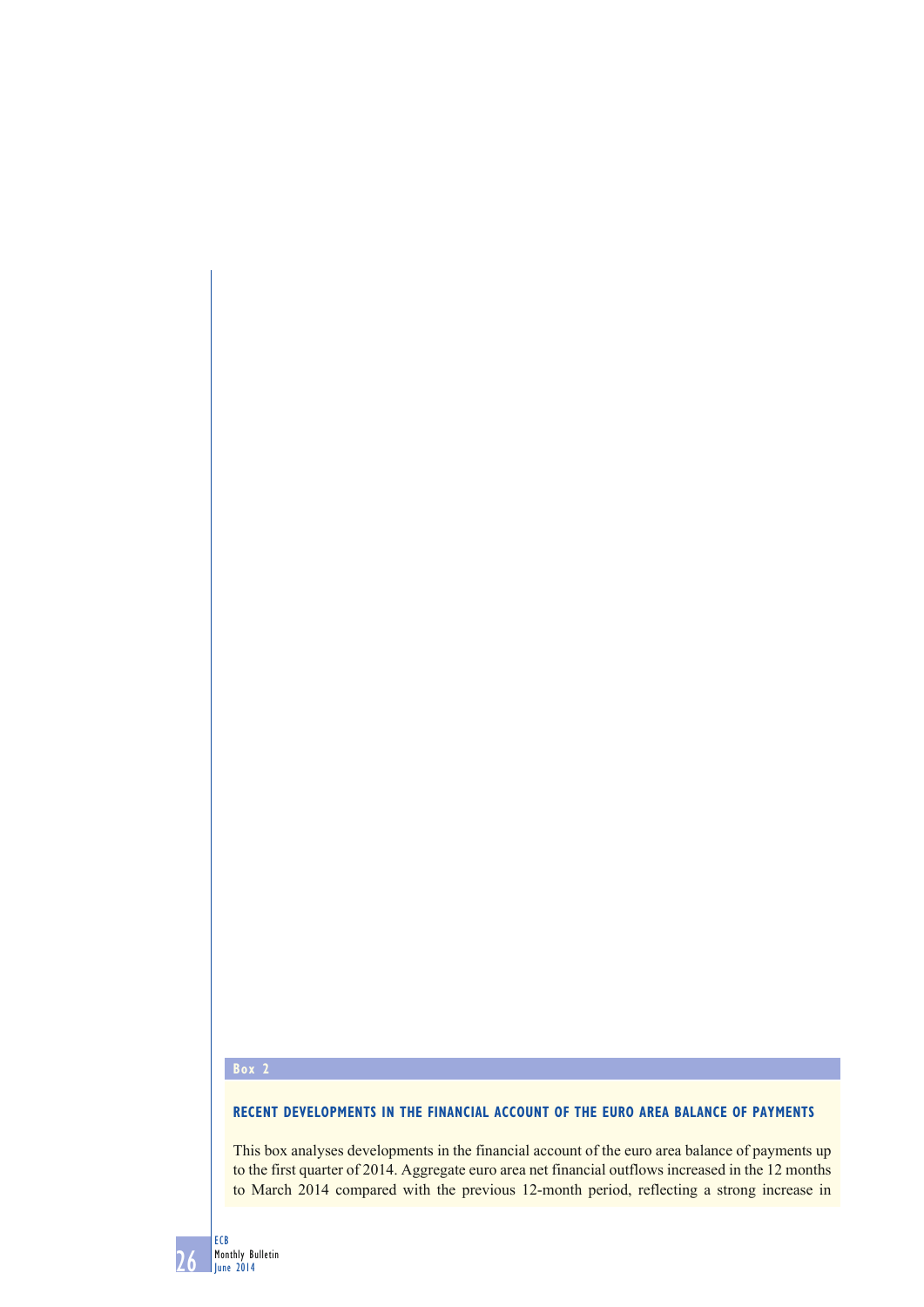**Box 2**

### RECENT DEVELOPMENTS IN THE FINANCIAL ACCOUNT OF THE EURO AREA BALANCE OF PAYMENTS

This box analyses developments in the financial account of the euro area balance of payments up to the first quarter of 2014. Aggregate euro area net financial outflows increased in the 12 months to March 2014 compared with the previous 12-month period, reflecting a strong increase in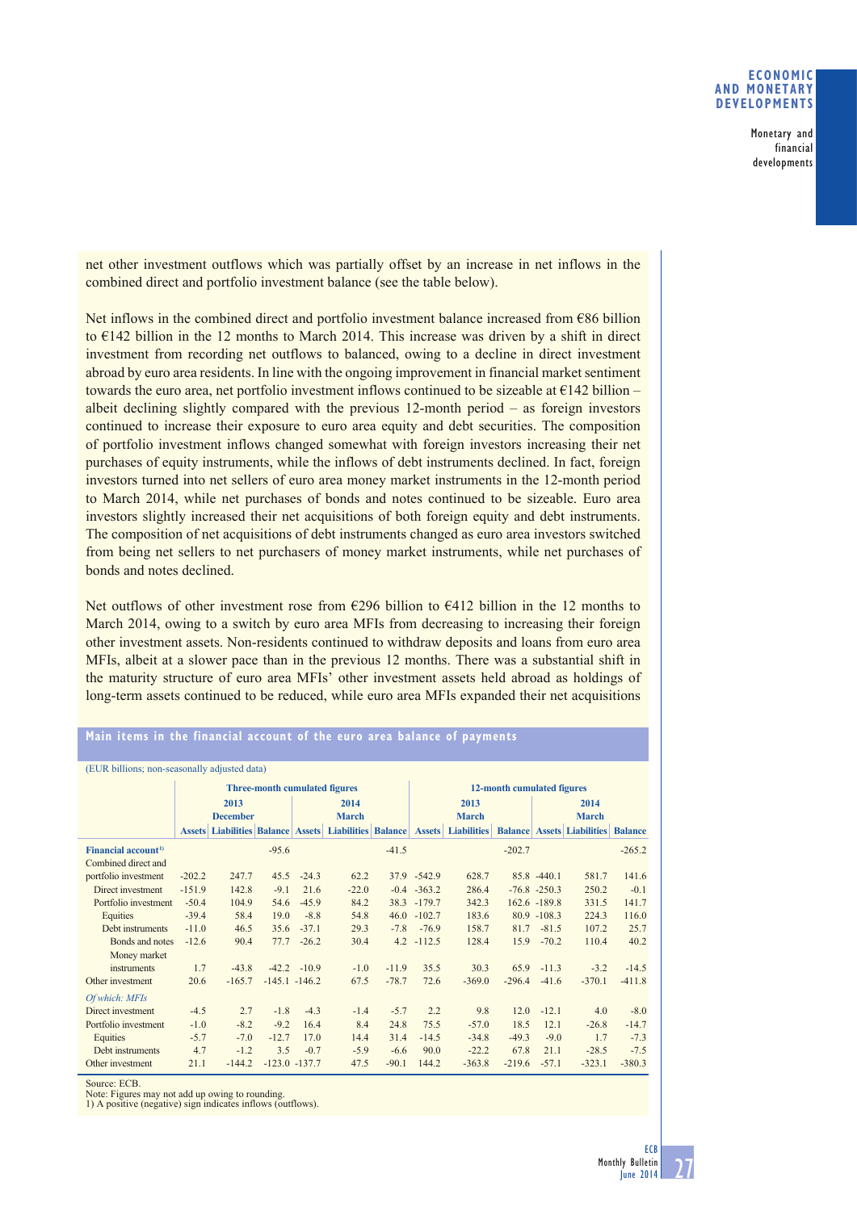net other investment outflows which was partially offset by an increase in net inflows in the combined direct and portfolio investment balance (see the table below).

Net inflows in the combined direct and portfolio investment balance increased from €86 billion to €142 billion in the 12 months to March 2014. This increase was driven by a shift in direct investment from recording net outflows to balanced, owing to a decline in direct investment abroad by euro area residents. In line with the ongoing improvement in financial market sentiment towards the euro area, net portfolio investment inflows continued to be sizeable at €142 billion – albeit declining slightly compared with the previous 12-month period – as foreign investors continued to increase their exposure to euro area equity and debt securities. The composition of portfolio investment inflows changed somewhat with foreign investors increasing their net purchases of equity instruments, while the inflows of debt instruments declined. In fact, foreign investors turned into net sellers of euro area money market instruments in the 12-month period to March 2014, while net purchases of bonds and notes continued to be sizeable. Euro area investors slightly increased their net acquisitions of both foreign equity and debt instruments. The composition of net acquisitions of debt instruments changed as euro area investors switched from being net sellers to net purchasers of money market instruments, while net purchases of bonds and notes declined.

Net outflows of other investment rose from €296 billion to €412 billion in the 12 months to March 2014, owing to a switch by euro area MFIs from decreasing to increasing their foreign other investment assets. Non-residents continued to withdraw deposits and loans from euro area MFIs, albeit at a slower pace than in the previous 12 months. There was a substantial shift in the maturity structure of euro area MFIs' other investment assets held abroad as holdings of long-term assets continued to be reduced, while euro area MFIs expanded their net acquisitions

**Main items in the financial account of the euro area balance of payments**

(EUR billions; non-seasonally adjusted data)

| | Three-month cumulated figures | | | | | | 12-month cumulated figures | | | | | |
|---|---|---|---|---|---|---|---|---|---|---|---|---|
| | 2013 December | | | 2014 March | | | 2013 March | | | 2014 March | | |
| | Assets | Liabilities | Balance | Assets | Liabilities | Balance | Assets | Liabilities | Balance | Assets | Liabilities | Balance |
| **Financial account[1)]** | | | -95.6 | | | -41.5 | | | -202.7 | | | -265.2 |
| Combined direct and portfolio investment | -202.2 | 247.7 | 45.5 | -24.3 | 62.2 | 37.9 | -542.9 | 628.7 | 85.8 | -440.1 | 581.7 | 141.6 |
| Direct investment | -151.9 | 142.8 | -9.1 | 21.6 | -22.0 | -0.4 | -363.2 | 286.4 | -76.8 | -250.3 | 250.2 | -0.1 |
| Portfolio investment | -50.4 | 104.9 | 54.6 | -45.9 | 84.2 | 38.3 | -179.7 | 342.3 | 162.6 | -189.8 | 331.5 | 141.7 |
| Equities | -39.4 | 58.4 | 19.0 | -8.8 | 54.8 | 46.0 | -102.7 | 183.6 | 80.9 | -108.3 | 224.3 | 116.0 |
| Debt instruments | -11.0 | 46.5 | 35.6 | -37.1 | 29.3 | -7.8 | -76.9 | 158.7 | 81.7 | -81.5 | 107.2 | 25.7 |
| Bonds and notes | -12.6 | 90.4 | 77.7 | -26.2 | 30.4 | 4.2 | -112.5 | 128.4 | 15.9 | -70.2 | 110.4 | 40.2 |
| Money market instruments | 1.7 | -43.8 | -42.2 | -10.9 | -1.0 | -11.9 | 35.5 | 30.3 | 65.9 | -11.3 | -3.2 | -14.5 |
| Other investment | 20.6 | -165.7 | -145.1 | -146.2 | 67.5 | -78.7 | 72.6 | -369.0 | -296.4 | -41.6 | -370.1 | -411.8 |
| *Of which: MFIs* | | | | | | | | | | | | |
| Direct investment | -4.5 | 2.7 | -1.8 | -4.3 | -1.4 | -5.7 | 2.2 | 9.8 | 12.0 | -12.1 | 4.0 | -8.0 |
| Portfolio investment | -1.0 | -8.2 | -9.2 | 16.4 | 8.4 | 24.8 | 75.5 | -57.0 | 18.5 | 12.1 | -26.8 | -14.7 |
| Equities | -5.7 | -7.0 | -12.7 | 17.0 | 14.4 | 31.4 | -14.5 | -34.8 | -49.3 | -9.0 | 1.7 | -7.3 |
| Debt instruments | 4.7 | -1.2 | 3.5 | -0.7 | -5.9 | -6.6 | 90.0 | -22.2 | 67.8 | 21.1 | -28.5 | -7.5 |
| Other investment | 21.1 | -144.2 | -123.0 | -137.7 | 47.5 | -90.1 | 144.2 | -363.8 | -219.6 | -57.1 | -323.1 | -380.3 |

Source: ECB.
Note: Figures may not add up owing to rounding.
1) A positive (negative) sign indicates inflows (outflows).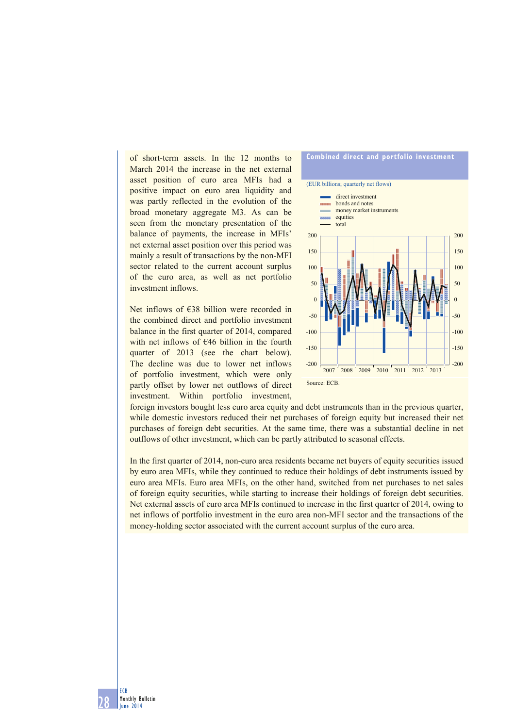of short-term assets. In the 12 months to March 2014 the increase in the net external asset position of euro area MFIs had a positive impact on euro area liquidity and was partly reflected in the evolution of the broad monetary aggregate M3. As can be seen from the monetary presentation of the balance of payments, the increase in MFIs' net external asset position over this period was mainly a result of transactions by the non-MFI sector related to the current account surplus of the euro area, as well as net portfolio investment inflows.

Net inflows of €38 billion were recorded in the combined direct and portfolio investment balance in the first quarter of 2014, compared with net inflows of €46 billion in the fourth quarter of 2013 (see the chart below). The decline was due to lower net inflows of portfolio investment, which were only partly offset by lower net outflows of direct investment. Within portfolio investment, foreign investors bought less euro area equity and debt instruments than in the previous quarter, while domestic investors reduced their net purchases of foreign equity but increased their net purchases of foreign debt securities. At the same time, there was a substantial decline in net outflows of other investment, which can be partly attributed to seasonal effects.

**Combined direct and portfolio investment**

(EUR billions; quarterly net flows)

direct investment
bonds and notes
money market instruments
equities
total

200
150
100
50
0
-50
-100
-150
-200

2007 2008 2009 2010 2011 2012 2013

Source: ECB.

In the first quarter of 2014, non-euro area residents became net buyers of equity securities issued by euro area MFIs, while they continued to reduce their holdings of debt instruments issued by euro area MFIs. Euro area MFIs, on the other hand, switched from net purchases to net sales of foreign equity securities, while starting to increase their holdings of foreign debt securities. Net external assets of euro area MFIs continued to increase in the first quarter of 2014, owing to net inflows of portfolio investment in the euro area non-MFI sector and the transactions of the money-holding sector associated with the current account surplus of the euro area.